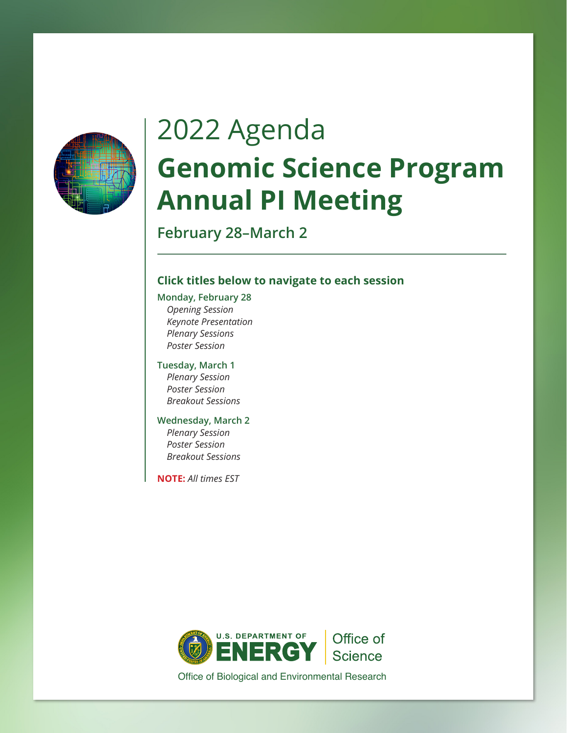# 2022 Agenda

# Genomic Science Program Annual PI Meeting

## February 28–March 2

### Click titles below to navigate to each session

**Monday, February 28**

- *Opening Session*
- *Keynote Presentation*
- *Plenary Sessions*
- *Poster Session*

**Tuesday, March 1**

- *Plenary Session*
- *Poster Session*
- *Breakout Sessions*

**Wednesday, March 2**

- *Plenary Session*
- *Poster Session*
- *Breakout Sessions*

**NOTE:** *All times EST*

U.S. DEPARTMENT OF ENERGY | Office of Science

Office of Biological and Environmental Research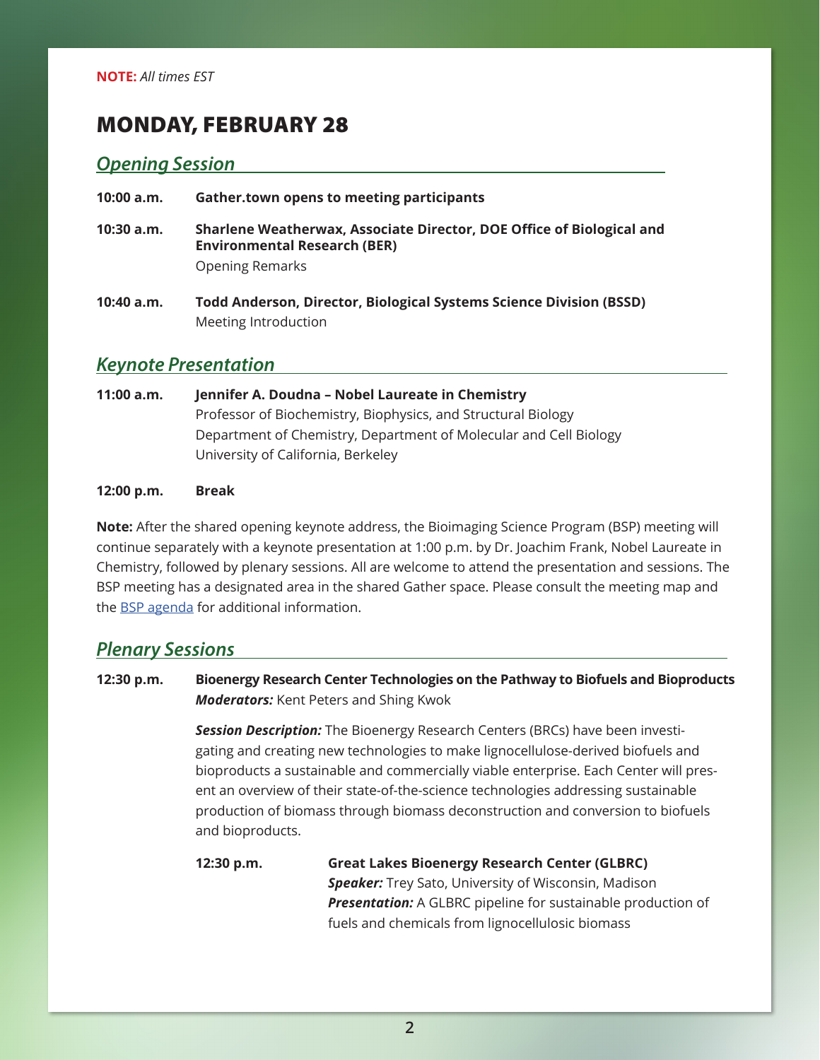**NOTE:** *All times EST*

# MONDAY, FEBRUARY 28

## *Opening Session*

**10:00 a.m.** **Gather.town opens to meeting participants**

**10:30 a.m.** **Sharlene Weatherwax, Associate Director, DOE Office of Biological and Environmental Research (BER)**
Opening Remarks

**10:40 a.m.** **Todd Anderson, Director, Biological Systems Science Division (BSSD)**
Meeting Introduction

## *Keynote Presentation*

**11:00 a.m.** **Jennifer A. Doudna – Nobel Laureate in Chemistry**
Professor of Biochemistry, Biophysics, and Structural Biology
Department of Chemistry, Department of Molecular and Cell Biology
University of California, Berkeley

**12:00 p.m.** **Break**

**Note:** After the shared opening keynote address, the Bioimaging Science Program (BSP) meeting will continue separately with a keynote presentation at 1:00 p.m. by Dr. Joachim Frank, Nobel Laureate in Chemistry, followed by plenary sessions. All are welcome to attend the presentation and sessions. The BSP meeting has a designated area in the shared Gather space. Please consult the meeting map and the BSP agenda for additional information.

## *Plenary Sessions*

**12:30 p.m.** **Bioenergy Research Center Technologies on the Pathway to Biofuels and Bioproducts**
***Moderators:*** Kent Peters and Shing Kwok

***Session Description:*** The Bioenergy Research Centers (BRCs) have been investigating and creating new technologies to make lignocellulose-derived biofuels and bioproducts a sustainable and commercially viable enterprise. Each Center will present an overview of their state-of-the-science technologies addressing sustainable production of biomass through biomass deconstruction and conversion to biofuels and bioproducts.

**12:30 p.m.** **Great Lakes Bioenergy Research Center (GLBRC)**
***Speaker:*** Trey Sato, University of Wisconsin, Madison
***Presentation:*** A GLBRC pipeline for sustainable production of fuels and chemicals from lignocellulosic biomass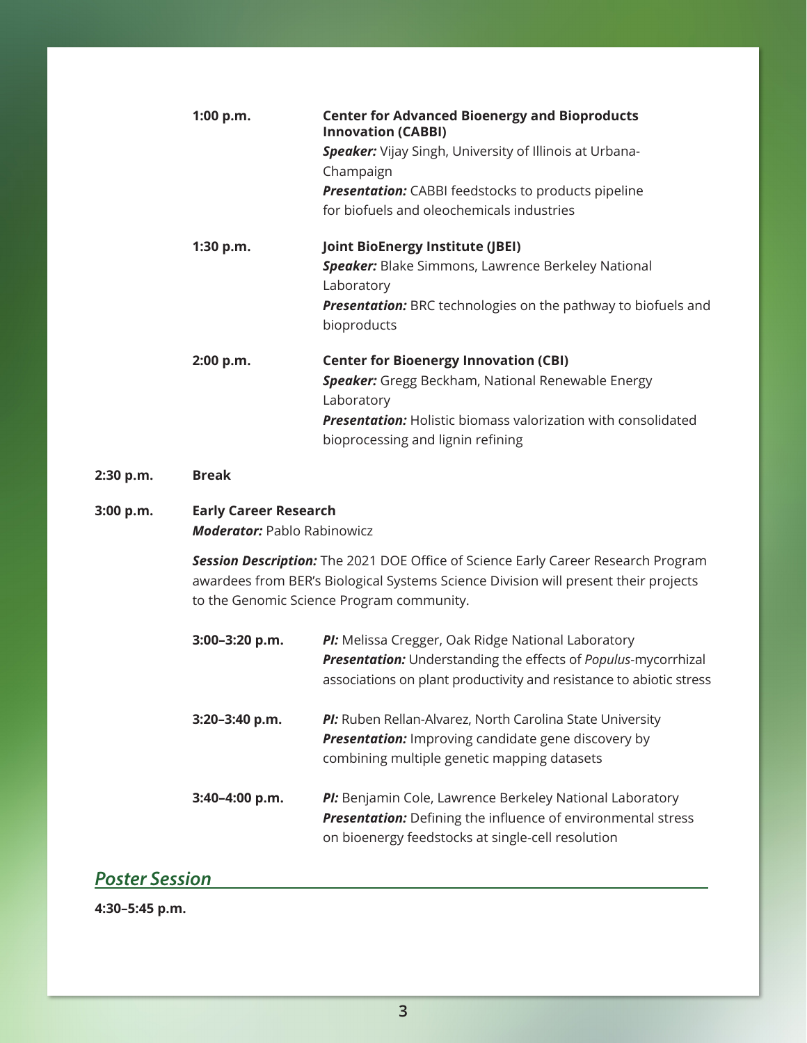**1:00 p.m.** **Center for Advanced Bioenergy and Bioproducts Innovation (CABBI)**
***Speaker:*** Vijay Singh, University of Illinois at Urbana-Champaign
***Presentation:*** CABBI feedstocks to products pipeline for biofuels and oleochemicals industries

**1:30 p.m.** **Joint BioEnergy Institute (JBEI)**
***Speaker:*** Blake Simmons, Lawrence Berkeley National Laboratory
***Presentation:*** BRC technologies on the pathway to biofuels and bioproducts

**2:00 p.m.** **Center for Bioenergy Innovation (CBI)**
***Speaker:*** Gregg Beckham, National Renewable Energy Laboratory
***Presentation:*** Holistic biomass valorization with consolidated bioprocessing and lignin refining

**2:30 p.m.** **Break**

**3:00 p.m.** **Early Career Research**
***Moderator:*** Pablo Rabinowicz

***Session Description:*** The 2021 DOE Office of Science Early Career Research Program awardees from BER's Biological Systems Science Division will present their projects to the Genomic Science Program community.

**3:00–3:20 p.m.** ***PI:*** Melissa Cregger, Oak Ridge National Laboratory
***Presentation:*** Understanding the effects of *Populus*-mycorrhizal associations on plant productivity and resistance to abiotic stress

**3:20–3:40 p.m.** ***PI:*** Ruben Rellan-Alvarez, North Carolina State University
***Presentation:*** Improving candidate gene discovery by combining multiple genetic mapping datasets

**3:40–4:00 p.m.** ***PI:*** Benjamin Cole, Lawrence Berkeley National Laboratory
***Presentation:*** Defining the influence of environmental stress on bioenergy feedstocks at single-cell resolution

## *Poster Session*

**4:30–5:45 p.m.**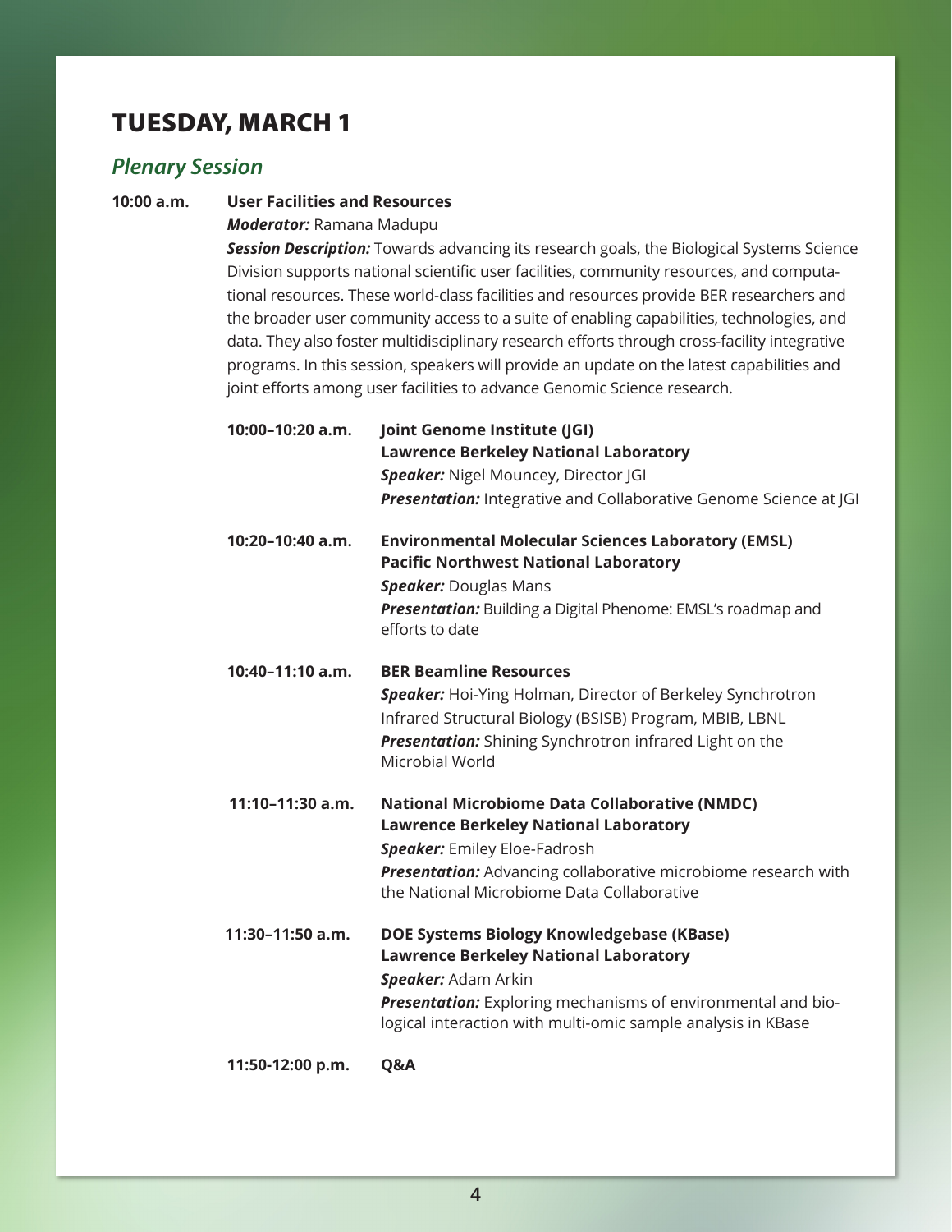# TUESDAY, MARCH 1

## *Plenary Session*

**10:00 a.m.** **User Facilities and Resources**

***Moderator:*** Ramana Madupu

***Session Description:*** Towards advancing its research goals, the Biological Systems Science Division supports national scientific user facilities, community resources, and computational resources. These world-class facilities and resources provide BER researchers and the broader user community access to a suite of enabling capabilities, technologies, and data. They also foster multidisciplinary research efforts through cross-facility integrative programs. In this session, speakers will provide an update on the latest capabilities and joint efforts among user facilities to advance Genomic Science research.

**10:00–10:20 a.m.** **Joint Genome Institute (JGI)**
**Lawrence Berkeley National Laboratory**
***Speaker:*** Nigel Mouncey, Director JGI
***Presentation:*** Integrative and Collaborative Genome Science at JGI

**10:20–10:40 a.m.** **Environmental Molecular Sciences Laboratory (EMSL)**
**Pacific Northwest National Laboratory**
***Speaker:*** Douglas Mans
***Presentation:*** Building a Digital Phenome: EMSL's roadmap and efforts to date

**10:40–11:10 a.m.** **BER Beamline Resources**
***Speaker:*** Hoi-Ying Holman, Director of Berkeley Synchrotron Infrared Structural Biology (BSISB) Program, MBIB, LBNL
***Presentation:*** Shining Synchrotron infrared Light on the Microbial World

**11:10–11:30 a.m.** **National Microbiome Data Collaborative (NMDC)**
**Lawrence Berkeley National Laboratory**
***Speaker:*** Emiley Eloe-Fadrosh
***Presentation:*** Advancing collaborative microbiome research with the National Microbiome Data Collaborative

**11:30–11:50 a.m.** **DOE Systems Biology Knowledgebase (KBase)**
**Lawrence Berkeley National Laboratory**
***Speaker:*** Adam Arkin
***Presentation:*** Exploring mechanisms of environmental and biological interaction with multi-omic sample analysis in KBase

**11:50-12:00 p.m.** **Q&A**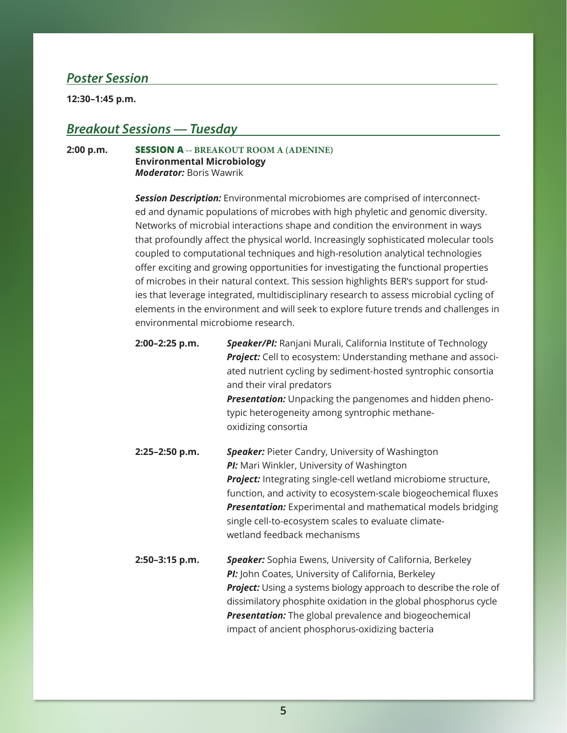## *Poster Session*

**12:30–1:45 p.m.**

## *Breakout Sessions — Tuesday*

**2:00 p.m.** **SESSION A -- BREAKOUT ROOM A (ADENINE)**
**Environmental Microbiology**
***Moderator:*** Boris Wawrik

***Session Description:*** Environmental microbiomes are comprised of interconnected and dynamic populations of microbes with high phyletic and genomic diversity. Networks of microbial interactions shape and condition the environment in ways that profoundly affect the physical world. Increasingly sophisticated molecular tools coupled to computational techniques and high-resolution analytical technologies offer exciting and growing opportunities for investigating the functional properties of microbes in their natural context. This session highlights BER's support for studies that leverage integrated, multidisciplinary research to assess microbial cycling of elements in the environment and will seek to explore future trends and challenges in environmental microbiome research.

**2:00–2:25 p.m.**
***Speaker/PI:*** Ranjani Murali, California Institute of Technology
***Project:*** Cell to ecosystem: Understanding methane and associated nutrient cycling by sediment-hosted syntrophic consortia and their viral predators
***Presentation:*** Unpacking the pangenomes and hidden phenotypic heterogeneity among syntrophic methane-oxidizing consortia

**2:25–2:50 p.m.**
***Speaker:*** Pieter Candry, University of Washington
***PI:*** Mari Winkler, University of Washington
***Project:*** Integrating single-cell wetland microbiome structure, function, and activity to ecosystem-scale biogeochemical fluxes
***Presentation:*** Experimental and mathematical models bridging single cell-to-ecosystem scales to evaluate climate-wetland feedback mechanisms

**2:50–3:15 p.m.**
***Speaker:*** Sophia Ewens, University of California, Berkeley
***PI:*** John Coates, University of California, Berkeley
***Project:*** Using a systems biology approach to describe the role of dissimilatory phosphite oxidation in the global phosphorus cycle
***Presentation:*** The global prevalence and biogeochemical impact of ancient phosphorus-oxidizing bacteria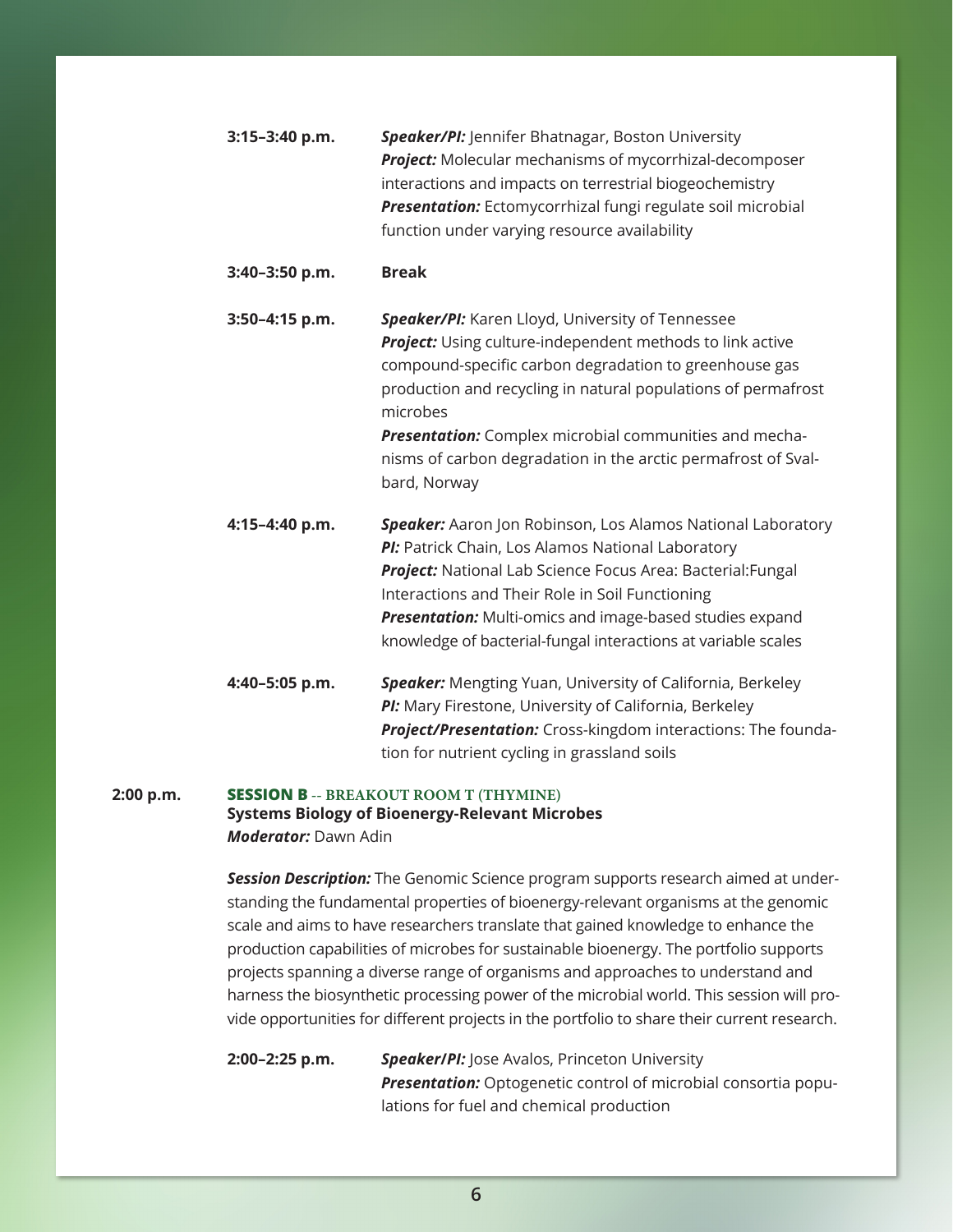**3:15–3:40 p.m.** ***Speaker/PI:*** Jennifer Bhatnagar, Boston University
***Project:*** Molecular mechanisms of mycorrhizal-decomposer interactions and impacts on terrestrial biogeochemistry
***Presentation:*** Ectomycorrhizal fungi regulate soil microbial function under varying resource availability

**3:40–3:50 p.m.** **Break**

**3:50–4:15 p.m.** ***Speaker/PI:*** Karen Lloyd, University of Tennessee
***Project:*** Using culture-independent methods to link active compound-specific carbon degradation to greenhouse gas production and recycling in natural populations of permafrost microbes
***Presentation:*** Complex microbial communities and mechanisms of carbon degradation in the arctic permafrost of Svalbard, Norway

**4:15–4:40 p.m.** ***Speaker:*** Aaron Jon Robinson, Los Alamos National Laboratory
***PI:*** Patrick Chain, Los Alamos National Laboratory
***Project:*** National Lab Science Focus Area: Bacterial:Fungal Interactions and Their Role in Soil Functioning
***Presentation:*** Multi-omics and image-based studies expand knowledge of bacterial-fungal interactions at variable scales

**4:40–5:05 p.m.** ***Speaker:*** Mengting Yuan, University of California, Berkeley
***PI:*** Mary Firestone, University of California, Berkeley
***Project/Presentation:*** Cross-kingdom interactions: The foundation for nutrient cycling in grassland soils

**2:00 p.m.** **SESSION B -- BREAKOUT ROOM T (THYMINE)**
**Systems Biology of Bioenergy-Relevant Microbes**
***Moderator:*** Dawn Adin

***Session Description:*** The Genomic Science program supports research aimed at understanding the fundamental properties of bioenergy-relevant organisms at the genomic scale and aims to have researchers translate that gained knowledge to enhance the production capabilities of microbes for sustainable bioenergy. The portfolio supports projects spanning a diverse range of organisms and approaches to understand and harness the biosynthetic processing power of the microbial world. This session will provide opportunities for different projects in the portfolio to share their current research.

**2:00–2:25 p.m.** ***Speaker/PI:*** Jose Avalos, Princeton University
***Presentation:*** Optogenetic control of microbial consortia populations for fuel and chemical production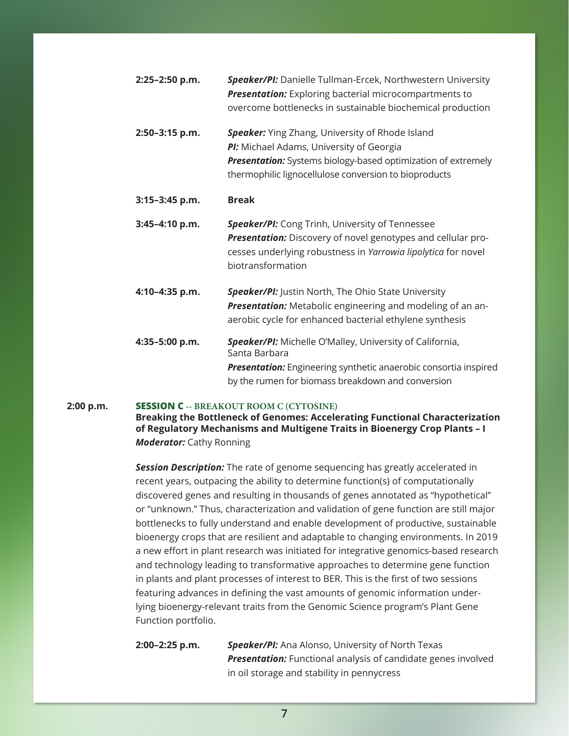**2:25–2:50 p.m.** ***Speaker/PI:*** Danielle Tullman-Ercek, Northwestern University
***Presentation:*** Exploring bacterial microcompartments to overcome bottlenecks in sustainable biochemical production

**2:50–3:15 p.m.** ***Speaker:*** Ying Zhang, University of Rhode Island
***PI:*** Michael Adams, University of Georgia
***Presentation:*** Systems biology-based optimization of extremely thermophilic lignocellulose conversion to bioproducts

**3:15–3:45 p.m.** **Break**

**3:45–4:10 p.m.** ***Speaker/PI:*** Cong Trinh, University of Tennessee
***Presentation:*** Discovery of novel genotypes and cellular processes underlying robustness in *Yarrowia lipolytica* for novel biotransformation

**4:10–4:35 p.m.** ***Speaker/PI:*** Justin North, The Ohio State University
***Presentation:*** Metabolic engineering and modeling of an anaerobic cycle for enhanced bacterial ethylene synthesis

**4:35–5:00 p.m.** ***Speaker/PI:*** Michelle O'Malley, University of California, Santa Barbara
***Presentation:*** Engineering synthetic anaerobic consortia inspired by the rumen for biomass breakdown and conversion

**2:00 p.m.** **SESSION C -- BREAKOUT ROOM C (CYTOSINE)**
**Breaking the Bottleneck of Genomes: Accelerating Functional Characterization of Regulatory Mechanisms and Multigene Traits in Bioenergy Crop Plants – I**
***Moderator:*** Cathy Ronning

***Session Description:*** The rate of genome sequencing has greatly accelerated in recent years, outpacing the ability to determine function(s) of computationally discovered genes and resulting in thousands of genes annotated as "hypothetical" or "unknown." Thus, characterization and validation of gene function are still major bottlenecks to fully understand and enable development of productive, sustainable bioenergy crops that are resilient and adaptable to changing environments. In 2019 a new effort in plant research was initiated for integrative genomics-based research and technology leading to transformative approaches to determine gene function in plants and plant processes of interest to BER. This is the first of two sessions featuring advances in defining the vast amounts of genomic information underlying bioenergy-relevant traits from the Genomic Science program's Plant Gene Function portfolio.

**2:00–2:25 p.m.** ***Speaker/PI:*** Ana Alonso, University of North Texas
***Presentation:*** Functional analysis of candidate genes involved in oil storage and stability in pennycress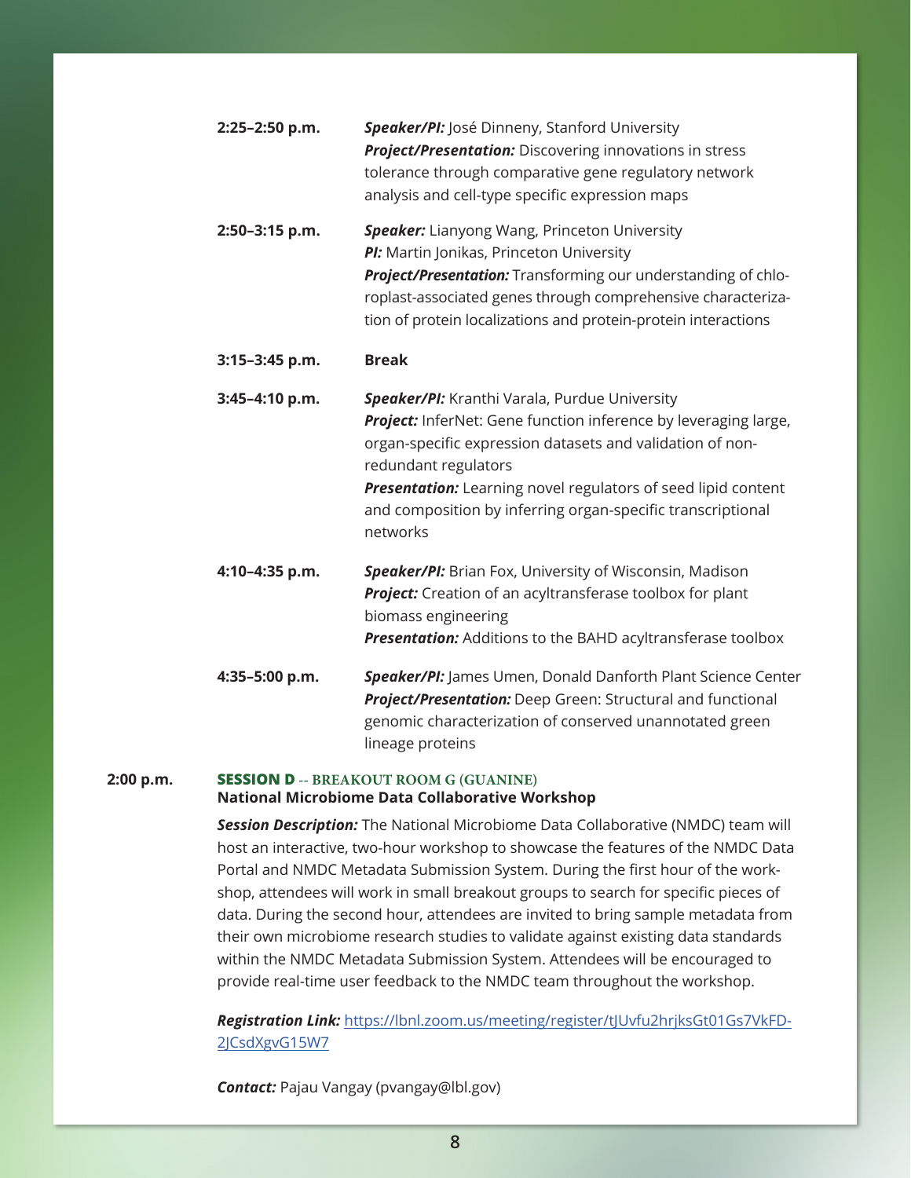**2:25–2:50 p.m.**

***Speaker/PI:*** José Dinneny, Stanford University
***Project/Presentation:*** Discovering innovations in stress tolerance through comparative gene regulatory network analysis and cell-type specific expression maps

**2:50–3:15 p.m.**

***Speaker:*** Lianyong Wang, Princeton University
***PI:*** Martin Jonikas, Princeton University
***Project/Presentation:*** Transforming our understanding of chloroplast-associated genes through comprehensive characterization of protein localizations and protein-protein interactions

**3:15–3:45 p.m.**

**Break**

**3:45–4:10 p.m.**

***Speaker/PI:*** Kranthi Varala, Purdue University
***Project:*** InferNet: Gene function inference by leveraging large, organ-specific expression datasets and validation of non-redundant regulators
***Presentation:*** Learning novel regulators of seed lipid content and composition by inferring organ-specific transcriptional networks

**4:10–4:35 p.m.**

***Speaker/PI:*** Brian Fox, University of Wisconsin, Madison
***Project:*** Creation of an acyltransferase toolbox for plant biomass engineering
***Presentation:*** Additions to the BAHD acyltransferase toolbox

**4:35–5:00 p.m.**

***Speaker/PI:*** James Umen, Donald Danforth Plant Science Center
***Project/Presentation:*** Deep Green: Structural and functional genomic characterization of conserved unannotated green lineage proteins

**2:00 p.m.**

## SESSION D -- BREAKOUT ROOM G (GUANINE)

**National Microbiome Data Collaborative Workshop**

***Session Description:*** The National Microbiome Data Collaborative (NMDC) team will host an interactive, two-hour workshop to showcase the features of the NMDC Data Portal and NMDC Metadata Submission System. During the first hour of the workshop, attendees will work in small breakout groups to search for specific pieces of data. During the second hour, attendees are invited to bring sample metadata from their own microbiome research studies to validate against existing data standards within the NMDC Metadata Submission System. Attendees will be encouraged to provide real-time user feedback to the NMDC team throughout the workshop.

***Registration Link:*** [https://lbnl.zoom.us/meeting/register/tJUvfu2hrjksGt01Gs7VkFD-2JCsdXgvG15W7](https://lbnl.zoom.us/meeting/register/tJUvfu2hrjksGt01Gs7VkFD-2JCsdXgvG15W7)

***Contact:*** Pajau Vangay (pvangay@lbl.gov)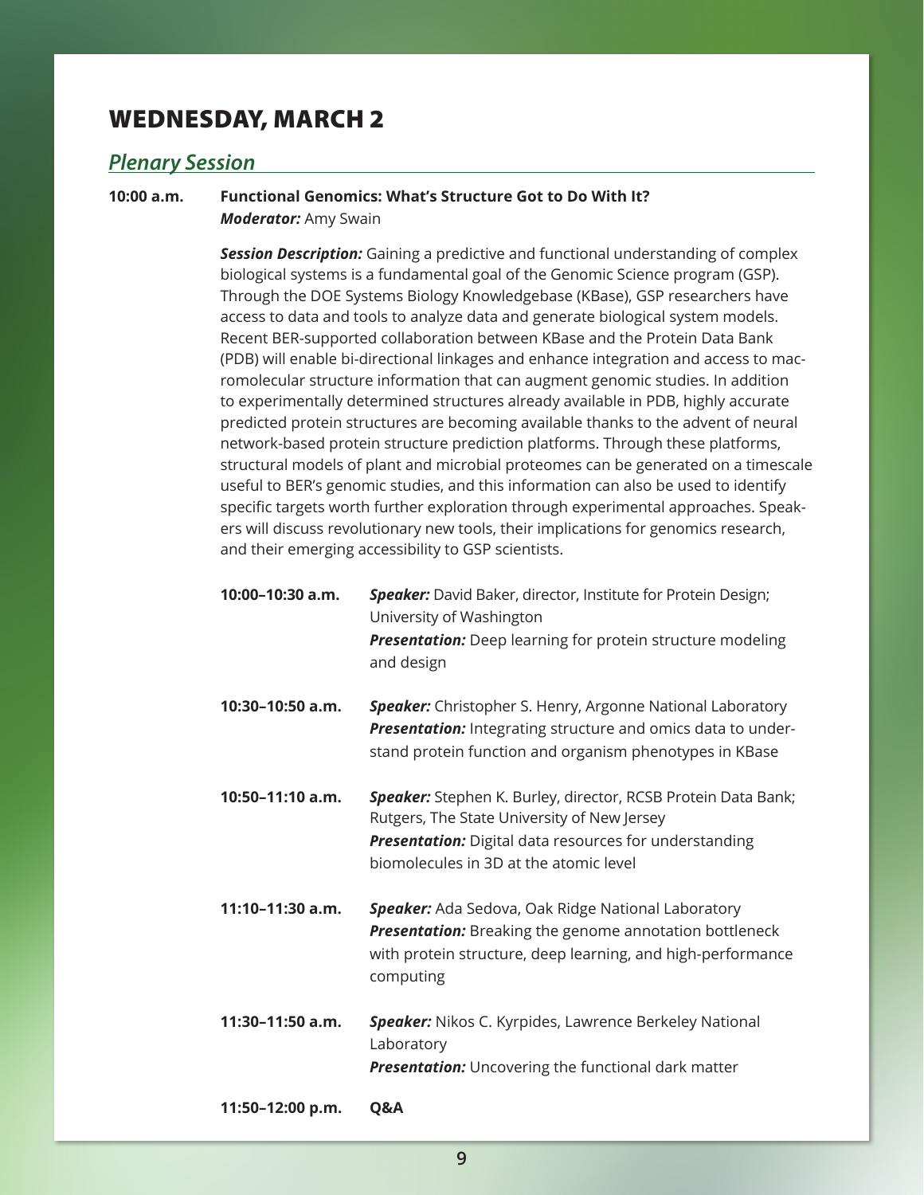# WEDNESDAY, MARCH 2

## *Plenary Session*

**10:00 a.m.** **Functional Genomics: What's Structure Got to Do With It?**
***Moderator:*** Amy Swain

***Session Description:*** Gaining a predictive and functional understanding of complex biological systems is a fundamental goal of the Genomic Science program (GSP). Through the DOE Systems Biology Knowledgebase (KBase), GSP researchers have access to data and tools to analyze data and generate biological system models. Recent BER-supported collaboration between KBase and the Protein Data Bank (PDB) will enable bi-directional linkages and enhance integration and access to macromolecular structure information that can augment genomic studies. In addition to experimentally determined structures already available in PDB, highly accurate predicted protein structures are becoming available thanks to the advent of neural network-based protein structure prediction platforms. Through these platforms, structural models of plant and microbial proteomes can be generated on a timescale useful to BER's genomic studies, and this information can also be used to identify specific targets worth further exploration through experimental approaches. Speakers will discuss revolutionary new tools, their implications for genomics research, and their emerging accessibility to GSP scientists.

**10:00–10:30 a.m.** ***Speaker:*** David Baker, director, Institute for Protein Design; University of Washington
***Presentation:*** Deep learning for protein structure modeling and design

**10:30–10:50 a.m.** ***Speaker:*** Christopher S. Henry, Argonne National Laboratory
***Presentation:*** Integrating structure and omics data to understand protein function and organism phenotypes in KBase

**10:50–11:10 a.m.** ***Speaker:*** Stephen K. Burley, director, RCSB Protein Data Bank; Rutgers, The State University of New Jersey
***Presentation:*** Digital data resources for understanding biomolecules in 3D at the atomic level

**11:10–11:30 a.m.** ***Speaker:*** Ada Sedova, Oak Ridge National Laboratory
***Presentation:*** Breaking the genome annotation bottleneck with protein structure, deep learning, and high-performance computing

**11:30–11:50 a.m.** ***Speaker:*** Nikos C. Kyrpides, Lawrence Berkeley National Laboratory
***Presentation:*** Uncovering the functional dark matter

**11:50–12:00 p.m.** **Q&A**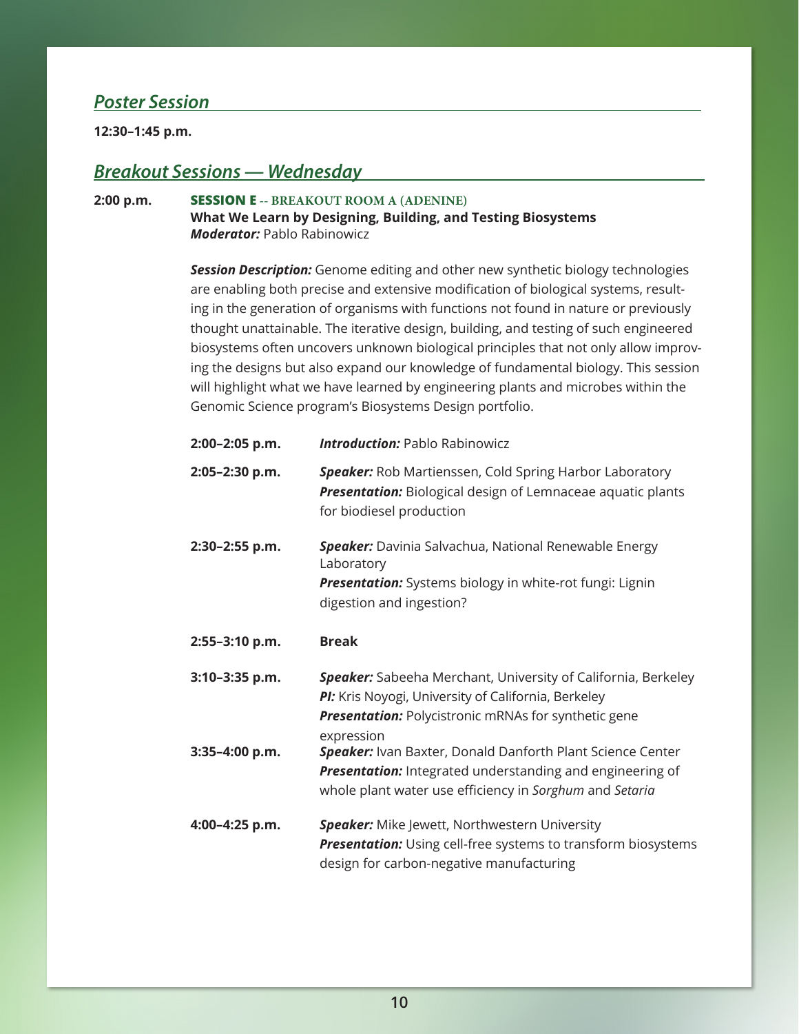## *Poster Session*

**12:30–1:45 p.m.**

## *Breakout Sessions — Wednesday*

**2:00 p.m.** **SESSION E -- BREAKOUT ROOM A (ADENINE)**
**What We Learn by Designing, Building, and Testing Biosystems**
***Moderator:*** Pablo Rabinowicz

***Session Description:*** Genome editing and other new synthetic biology technologies are enabling both precise and extensive modification of biological systems, resulting in the generation of organisms with functions not found in nature or previously thought unattainable. The iterative design, building, and testing of such engineered biosystems often uncovers unknown biological principles that not only allow improving the designs but also expand our knowledge of fundamental biology. This session will highlight what we have learned by engineering plants and microbes within the Genomic Science program's Biosystems Design portfolio.

**2:00–2:05 p.m.** ***Introduction:*** Pablo Rabinowicz

**2:05–2:30 p.m.** ***Speaker:*** Rob Martienssen, Cold Spring Harbor Laboratory
***Presentation:*** Biological design of Lemnaceae aquatic plants for biodiesel production

**2:30–2:55 p.m.** ***Speaker:*** Davinia Salvachua, National Renewable Energy Laboratory
***Presentation:*** Systems biology in white-rot fungi: Lignin digestion and ingestion?

**2:55–3:10 p.m.** **Break**

**3:10–3:35 p.m.** ***Speaker:*** Sabeeha Merchant, University of California, Berkeley
***PI:*** Kris Noyogi, University of California, Berkeley
***Presentation:*** Polycistronic mRNAs for synthetic gene expression

**3:35–4:00 p.m.** ***Speaker:*** Ivan Baxter, Donald Danforth Plant Science Center
***Presentation:*** Integrated understanding and engineering of whole plant water use efficiency in *Sorghum* and *Setaria*

**4:00–4:25 p.m.** ***Speaker:*** Mike Jewett, Northwestern University
***Presentation:*** Using cell-free systems to transform biosystems design for carbon-negative manufacturing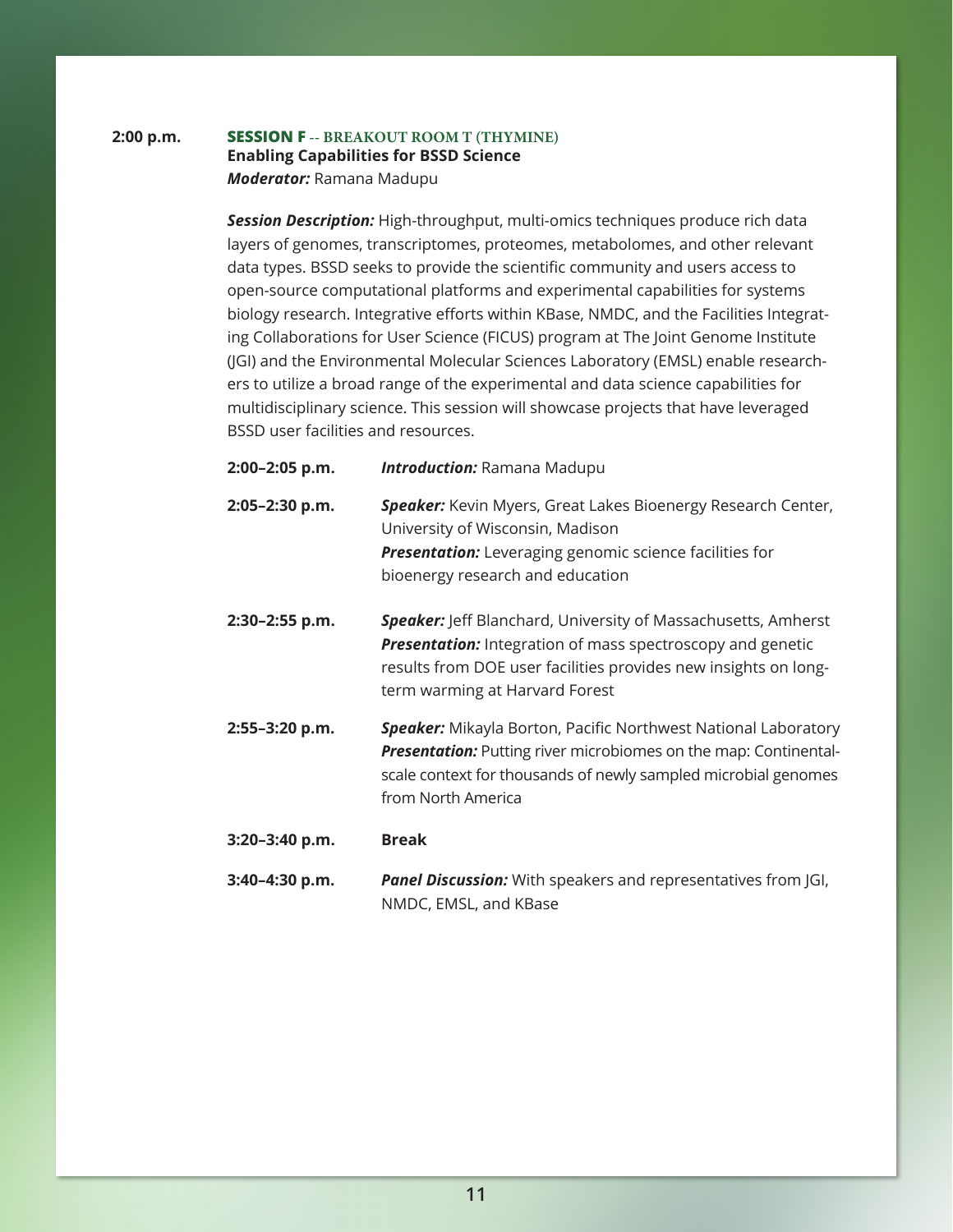**2:00 p.m.** **SESSION F -- BREAKOUT ROOM T (THYMINE)**

**Enabling Capabilities for BSSD Science**

***Moderator:*** Ramana Madupu

***Session Description:*** High-throughput, multi-omics techniques produce rich data layers of genomes, transcriptomes, proteomes, metabolomes, and other relevant data types. BSSD seeks to provide the scientific community and users access to open-source computational platforms and experimental capabilities for systems biology research. Integrative efforts within KBase, NMDC, and the Facilities Integrating Collaborations for User Science (FICUS) program at The Joint Genome Institute (JGI) and the Environmental Molecular Sciences Laboratory (EMSL) enable researchers to utilize a broad range of the experimental and data science capabilities for multidisciplinary science. This session will showcase projects that have leveraged BSSD user facilities and resources.

**2:00–2:05 p.m.** ***Introduction:*** Ramana Madupu

**2:05–2:30 p.m.** ***Speaker:*** Kevin Myers, Great Lakes Bioenergy Research Center, University of Wisconsin, Madison
***Presentation:*** Leveraging genomic science facilities for bioenergy research and education

**2:30–2:55 p.m.** ***Speaker:*** Jeff Blanchard, University of Massachusetts, Amherst
***Presentation:*** Integration of mass spectroscopy and genetic results from DOE user facilities provides new insights on long-term warming at Harvard Forest

**2:55–3:20 p.m.** ***Speaker:*** Mikayla Borton, Pacific Northwest National Laboratory
***Presentation:*** Putting river microbiomes on the map: Continental-scale context for thousands of newly sampled microbial genomes from North America

**3:20–3:40 p.m.** **Break**

**3:40–4:30 p.m.** ***Panel Discussion:*** With speakers and representatives from JGI, NMDC, EMSL, and KBase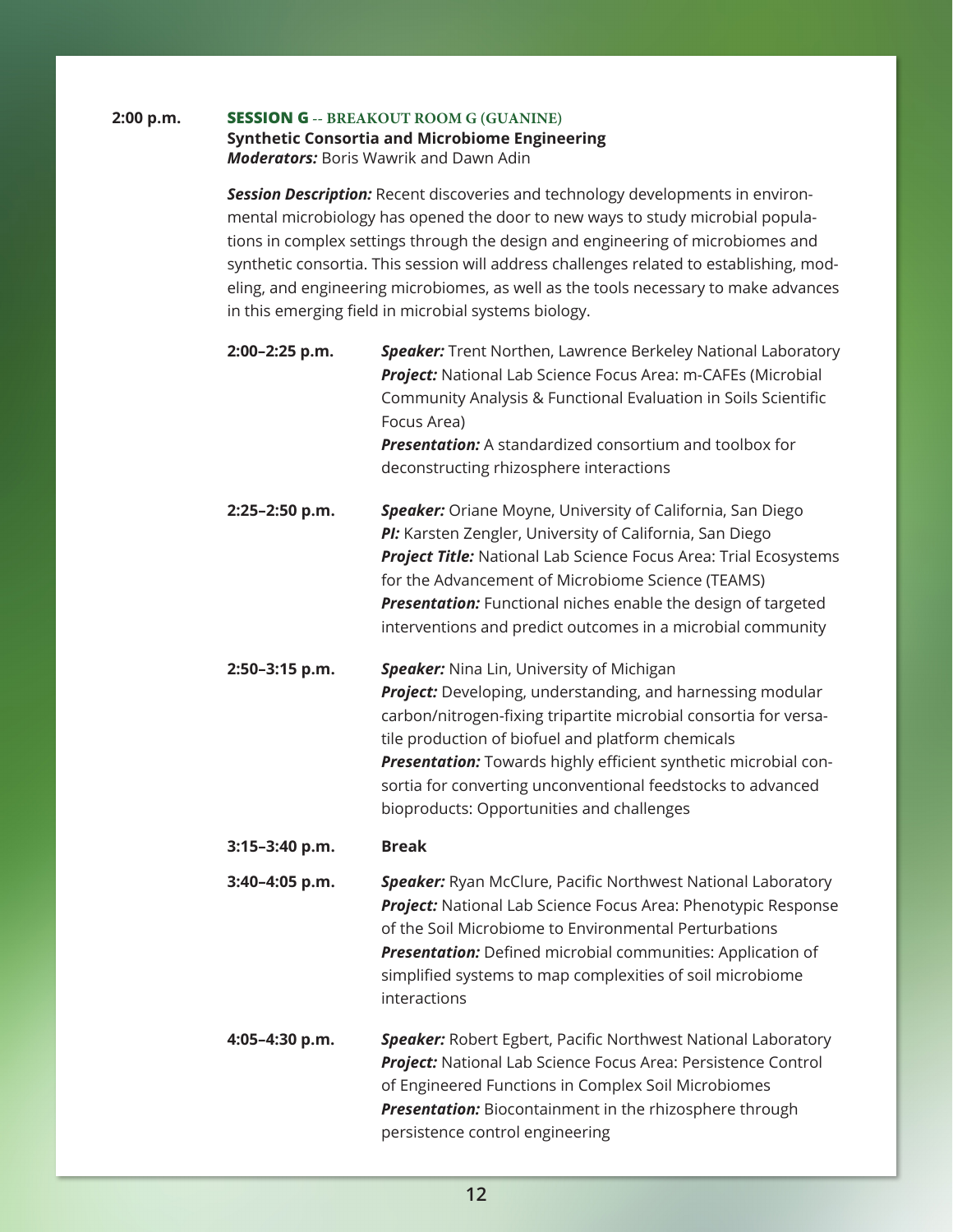**2:00 p.m.** **SESSION G** -- BREAKOUT ROOM G (GUANINE)

**Synthetic Consortia and Microbiome Engineering**

***Moderators:*** Boris Wawrik and Dawn Adin

***Session Description:*** Recent discoveries and technology developments in environmental microbiology has opened the door to new ways to study microbial populations in complex settings through the design and engineering of microbiomes and synthetic consortia. This session will address challenges related to establishing, modeling, and engineering microbiomes, as well as the tools necessary to make advances in this emerging field in microbial systems biology.

**2:00–2:25 p.m.**
***Speaker:*** Trent Northen, Lawrence Berkeley National Laboratory
***Project:*** National Lab Science Focus Area: m-CAFEs (Microbial Community Analysis & Functional Evaluation in Soils Scientific Focus Area)
***Presentation:*** A standardized consortium and toolbox for deconstructing rhizosphere interactions

**2:25–2:50 p.m.**
***Speaker:*** Oriane Moyne, University of California, San Diego
***PI:*** Karsten Zengler, University of California, San Diego
***Project Title:*** National Lab Science Focus Area: Trial Ecosystems for the Advancement of Microbiome Science (TEAMS)
***Presentation:*** Functional niches enable the design of targeted interventions and predict outcomes in a microbial community

**2:50–3:15 p.m.**
***Speaker:*** Nina Lin, University of Michigan
***Project:*** Developing, understanding, and harnessing modular carbon/nitrogen-fixing tripartite microbial consortia for versatile production of biofuel and platform chemicals
***Presentation:*** Towards highly efficient synthetic microbial consortia for converting unconventional feedstocks to advanced bioproducts: Opportunities and challenges

**3:15–3:40 p.m.** **Break**

**3:40–4:05 p.m.**
***Speaker:*** Ryan McClure, Pacific Northwest National Laboratory
***Project:*** National Lab Science Focus Area: Phenotypic Response of the Soil Microbiome to Environmental Perturbations
***Presentation:*** Defined microbial communities: Application of simplified systems to map complexities of soil microbiome interactions

**4:05–4:30 p.m.**
***Speaker:*** Robert Egbert, Pacific Northwest National Laboratory
***Project:*** National Lab Science Focus Area: Persistence Control of Engineered Functions in Complex Soil Microbiomes
***Presentation:*** Biocontainment in the rhizosphere through persistence control engineering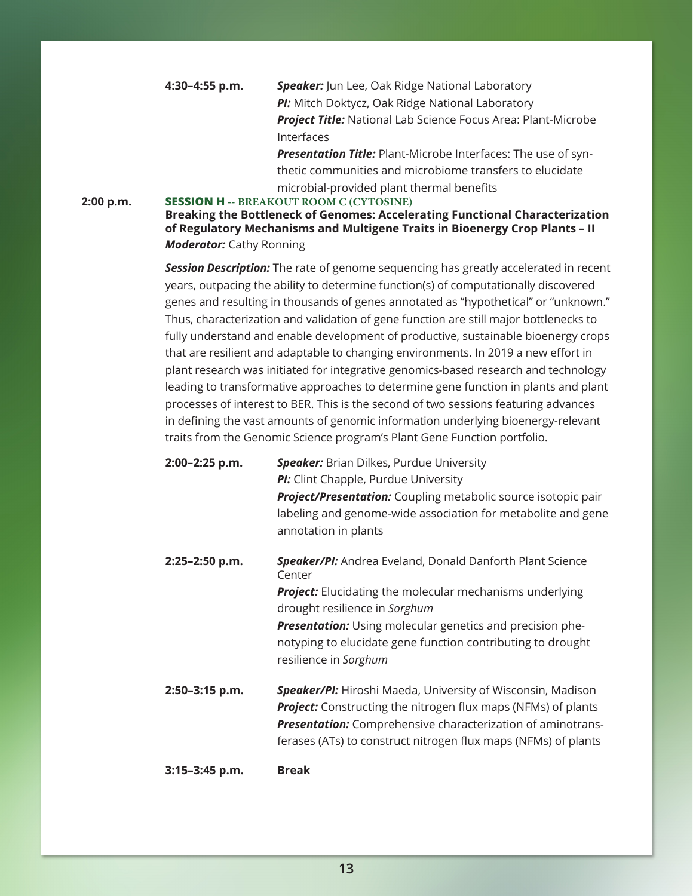**4:30–4:55 p.m.** *Speaker:* Jun Lee, Oak Ridge National Laboratory
*PI:* Mitch Doktycz, Oak Ridge National Laboratory
*Project Title:* National Lab Science Focus Area: Plant-Microbe Interfaces
*Presentation Title:* Plant-Microbe Interfaces: The use of synthetic communities and microbiome transfers to elucidate microbial-provided plant thermal benefits

**2:00 p.m.** **SESSION H -- BREAKOUT ROOM C (CYTOSINE)**

**Breaking the Bottleneck of Genomes: Accelerating Functional Characterization of Regulatory Mechanisms and Multigene Traits in Bioenergy Crop Plants – II**

***Moderator:*** Cathy Ronning

***Session Description:*** The rate of genome sequencing has greatly accelerated in recent years, outpacing the ability to determine function(s) of computationally discovered genes and resulting in thousands of genes annotated as "hypothetical" or "unknown." Thus, characterization and validation of gene function are still major bottlenecks to fully understand and enable development of productive, sustainable bioenergy crops that are resilient and adaptable to changing environments. In 2019 a new effort in plant research was initiated for integrative genomics-based research and technology leading to transformative approaches to determine gene function in plants and plant processes of interest to BER. This is the second of two sessions featuring advances in defining the vast amounts of genomic information underlying bioenergy-relevant traits from the Genomic Science program's Plant Gene Function portfolio.

**2:00–2:25 p.m.** ***Speaker:*** Brian Dilkes, Purdue University
***PI:*** Clint Chapple, Purdue University
***Project/Presentation:*** Coupling metabolic source isotopic pair labeling and genome-wide association for metabolite and gene annotation in plants

**2:25–2:50 p.m.** ***Speaker/PI:*** Andrea Eveland, Donald Danforth Plant Science Center
***Project:*** Elucidating the molecular mechanisms underlying drought resilience in *Sorghum*
***Presentation:*** Using molecular genetics and precision phenotyping to elucidate gene function contributing to drought resilience in *Sorghum*

**2:50–3:15 p.m.** ***Speaker/PI:*** Hiroshi Maeda, University of Wisconsin, Madison
***Project:*** Constructing the nitrogen flux maps (NFMs) of plants
***Presentation:*** Comprehensive characterization of aminotransferases (ATs) to construct nitrogen flux maps (NFMs) of plants

**3:15–3:45 p.m.** **Break**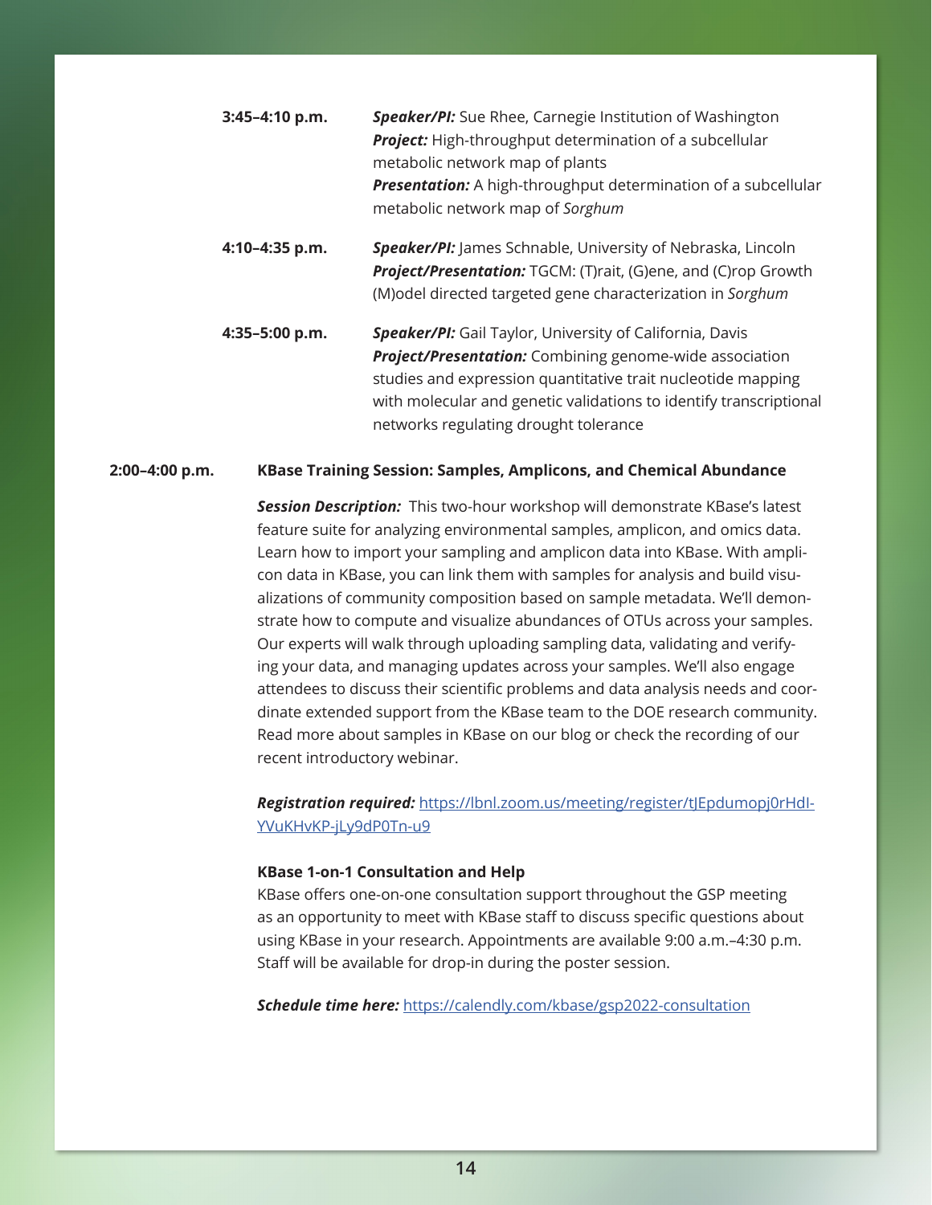**3:45–4:10 p.m.** ***Speaker/PI:*** Sue Rhee, Carnegie Institution of Washington
***Project:*** High-throughput determination of a subcellular metabolic network map of plants
***Presentation:*** A high-throughput determination of a subcellular metabolic network map of *Sorghum*

**4:10–4:35 p.m.** ***Speaker/PI:*** James Schnable, University of Nebraska, Lincoln
***Project/Presentation:*** TGCM: (T)rait, (G)ene, and (C)rop Growth (M)odel directed targeted gene characterization in *Sorghum*

**4:35–5:00 p.m.** ***Speaker/PI:*** Gail Taylor, University of California, Davis
***Project/Presentation:*** Combining genome-wide association studies and expression quantitative trait nucleotide mapping with molecular and genetic validations to identify transcriptional networks regulating drought tolerance

**2:00–4:00 p.m.** **KBase Training Session: Samples, Amplicons, and Chemical Abundance**

***Session Description:*** This two-hour workshop will demonstrate KBase's latest feature suite for analyzing environmental samples, amplicon, and omics data. Learn how to import your sampling and amplicon data into KBase. With amplicon data in KBase, you can link them with samples for analysis and build visualizations of community composition based on sample metadata. We'll demonstrate how to compute and visualize abundances of OTUs across your samples. Our experts will walk through uploading sampling data, validating and verifying your data, and managing updates across your samples. We'll also engage attendees to discuss their scientific problems and data analysis needs and coordinate extended support from the KBase team to the DOE research community. Read more about samples in KBase on our blog or check the recording of our recent introductory webinar.

***Registration required:*** https://lbnl.zoom.us/meeting/register/tJEpdumopj0rHdl-YVuKHvKP-jLy9dP0Tn-u9

**KBase 1-on-1 Consultation and Help**

KBase offers one-on-one consultation support throughout the GSP meeting as an opportunity to meet with KBase staff to discuss specific questions about using KBase in your research. Appointments are available 9:00 a.m.–4:30 p.m. Staff will be available for drop-in during the poster session.

***Schedule time here:*** https://calendly.com/kbase/gsp2022-consultation